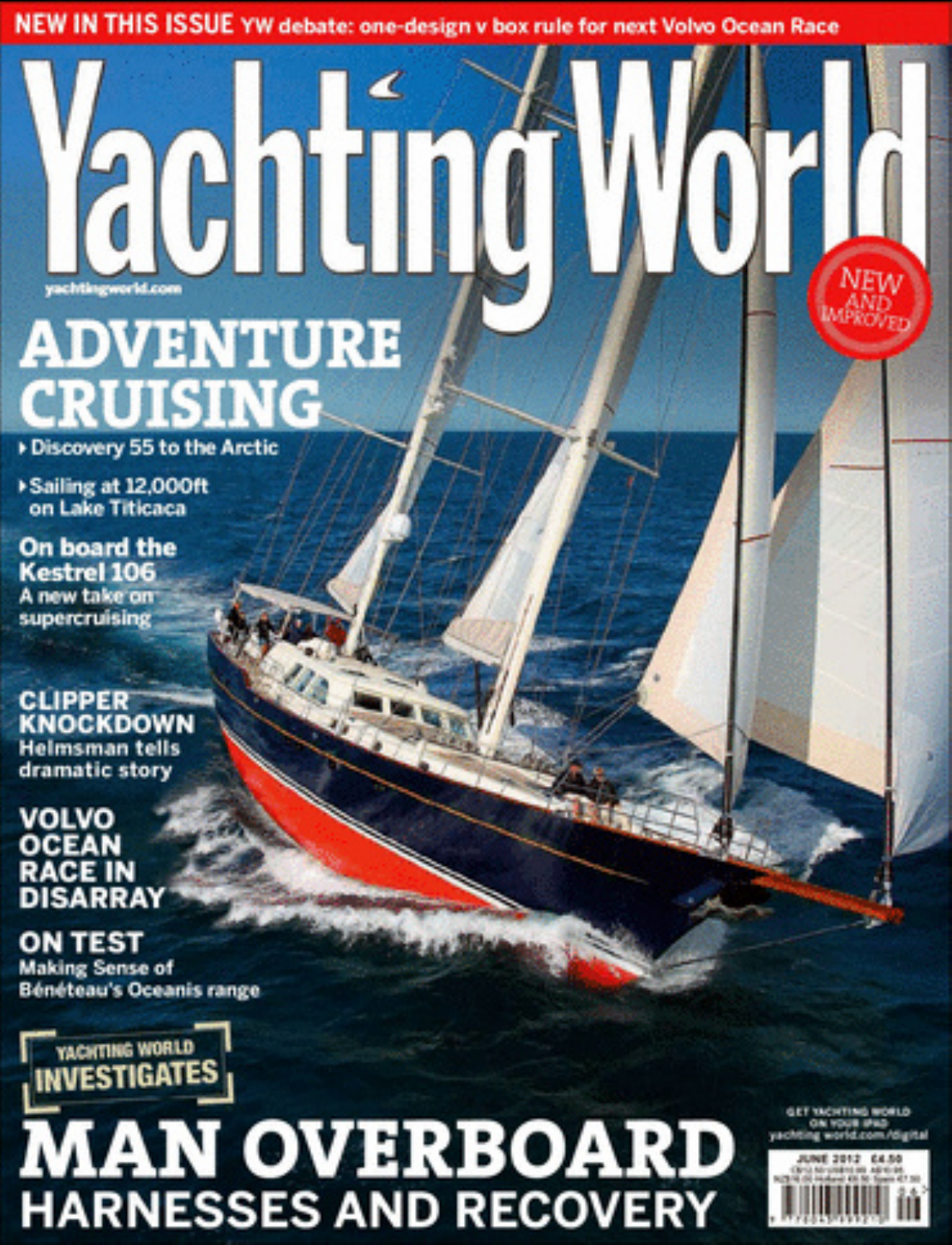**NEW IN THIS ISSUE** YW debate: one-design v box rule for next Volvo Ocean Race

# Yachting World

yachtingworld.com

NEW AND IMPROVED

## ADVENTURE CRUISING

- Discovery 55 to the Arctic
- Sailing at 12,000ft on Lake Titicaca

**On board the Kestrel 106**
A new take on supercruising

**CLIPPER KNOCKDOWN**
Helmsman tells dramatic story

**VOLVO OCEAN RACE IN DISARRAY**

**ON TEST**
Making Sense of Bénéteau's Oceanis range

YACHTING WORLD INVESTIGATES

## MAN OVERBOARD
## HARNESSES AND RECOVERY

GET YACHTING WORLD ON YOUR IPAD
yachting world.com/digital

JUNE 2012 £4.50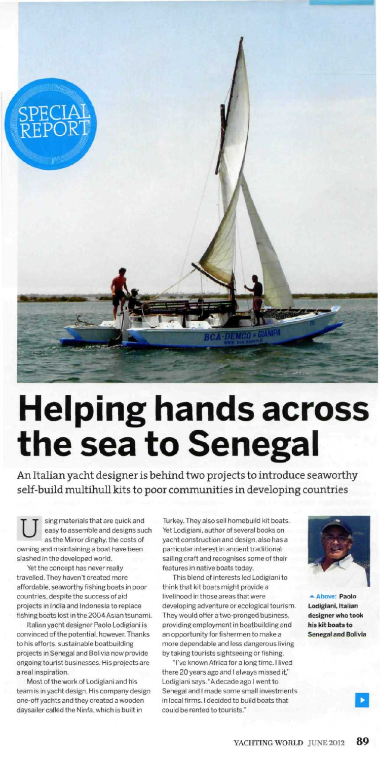SPECIAL REPORT

# Helping hands across the sea to Senegal

An Italian yacht designer is behind two projects to introduce seaworthy self-build multihull kits to poor communities in developing countries

Using materials that are quick and easy to assemble and designs such as the Mirror dinghy, the costs of owning and maintaining a boat have been slashed in the developed world.

Yet the concept has never really travelled. They haven't created more affordable, seaworthy fishing boats in poor countries, despite the success of aid projects in India and Indonesia to replace fishing boats lost in the 2004 Asian tsunami.

Italian yacht designer Paolo Lodigiani is convinced of the potential, however. Thanks to his efforts, sustainable boatbuilding projects in Senegal and Bolivia now provide ongoing tourist businesses. His projects are a real inspiration.

Most of the work of Lodigiani and his team is in yacht design. His company design one-off yachts and they created a wooden daysailer called the Ninfa, which is built in Turkey. They also sell homebuild kit boats. Yet Lodigiani, author of several books on yacht construction and design, also has a particular interest in ancient traditional sailing craft and recognises some of their features in native boats today.

This blend of interests led Lodigiani to think that kit boats might provide a livelihood in those areas that were developing adventure or ecological tourism. They would offer a two-pronged business, providing employment in boatbuilding and an opportunity for fishermen to make a more dependable and less dangerous living by taking tourists sightseeing or fishing.

"I've known Africa for a long time. I lived there 20 years ago and I always missed it," Lodigiani says. "A decade ago I went to Senegal and I made some small investments in local firms. I decided to build boats that could be rented to tourists."

**Above: Paolo Lodigiani, Italian designer who took his kit boats to Senegal and Bolivia**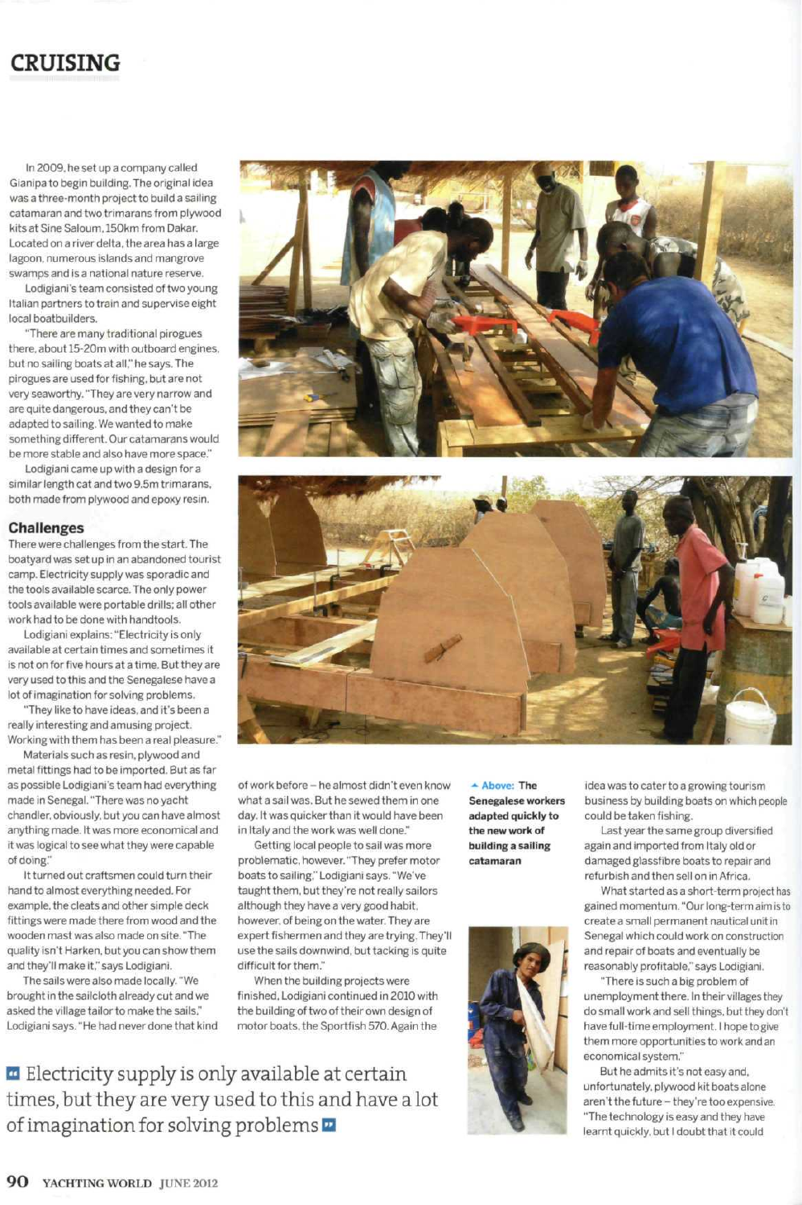In 2009, he set up a company called Gianipa to begin building. The original idea was a three-month project to build a sailing catamaran and two trimarans from plywood kits at Sine Saloum, 150km from Dakar. Located on a river delta, the area has a large lagoon, numerous islands and mangrove swamps and is a national nature reserve.

Lodigiani's team consisted of two young Italian partners to train and supervise eight local boatbuilders.

"There are many traditional pirogues there, about 15-20m with outboard engines, but no sailing boats at all," he says. The pirogues are used for fishing, but are not very seaworthy. "They are very narrow and are quite dangerous, and they can't be adapted to sailing. We wanted to make something different. Our catamarans would be more stable and also have more space."

Lodigiani came up with a design for a similar length cat and two 9.5m trimarans, both made from plywood and epoxy resin.

## Challenges

There were challenges from the start. The boatyard was set up in an abandoned tourist camp. Electricity supply was sporadic and the tools available scarce. The only power tools available were portable drills; all other work had to be done with handtools.

Lodigiani explains: "Electricity is only available at certain times and sometimes it is not on for five hours at a time. But they are very used to this and the Senegalese have a lot of imagination for solving problems.

"They like to have ideas, and it's been a really interesting and amusing project. Working with them has been a real pleasure."

Materials such as resin, plywood and metal fittings had to be imported. But as far as possible Lodigiani's team had everything made in Senegal. "There was no yacht chandler, obviously, but you can have almost anything made. It was more economical and it was logical to see what they were capable of doing."

It turned out craftsmen could turn their hand to almost everything needed. For example, the cleats and other simple deck fittings were made there from wood and the wooden mast was also made on site. "The quality isn't Harken, but you can show them and they'll make it," says Lodigiani.

The sails were also made locally. "We brought in the sailcloth already cut and we asked the village tailor to make the sails," Lodigiani says. "He had never done that kind of work before – he almost didn't even know what a sail was. But he sewed them in one day. It was quicker than it would have been in Italy and the work was well done."

Getting local people to sail was more problematic, however. "They prefer motor boats to sailing," Lodigiani says. "We've taught them, but they're not really sailors although they have a very good habit, however, of being on the water. They are expert fishermen and they are trying. They'll use the sails downwind, but tacking is quite difficult for them."

When the building projects were finished, Lodigiani continued in 2010 with the building of two of their own design of motor boats, the Sportfish 570. Again the idea was to cater to a growing tourism business by building boats on which people could be taken fishing.

Last year the same group diversified again and imported from Italy old or damaged glassfibre boats to repair and refurbish and then sell on in Africa.

What started as a short-term project has gained momentum. "Our long-term aim is to create a small permanent nautical unit in Senegal which could work on construction and repair of boats and eventually be reasonably profitable," says Lodigiani.

"There is such a big problem of unemployment there. In their villages they do small work and sell things, but they don't have full-time employment. I hope to give them more opportunities to work and an economical system."

But he admits it's not easy and, unfortunately, plywood kit boats alone aren't the future – they're too expensive. "The technology is easy and they have learnt quickly, but I doubt that it could

**▲ Above: The Senegalese workers adapted quickly to the new work of building a sailing catamaran**

> Electricity supply is only available at certain times, but they are very used to this and have a lot of imagination for solving problems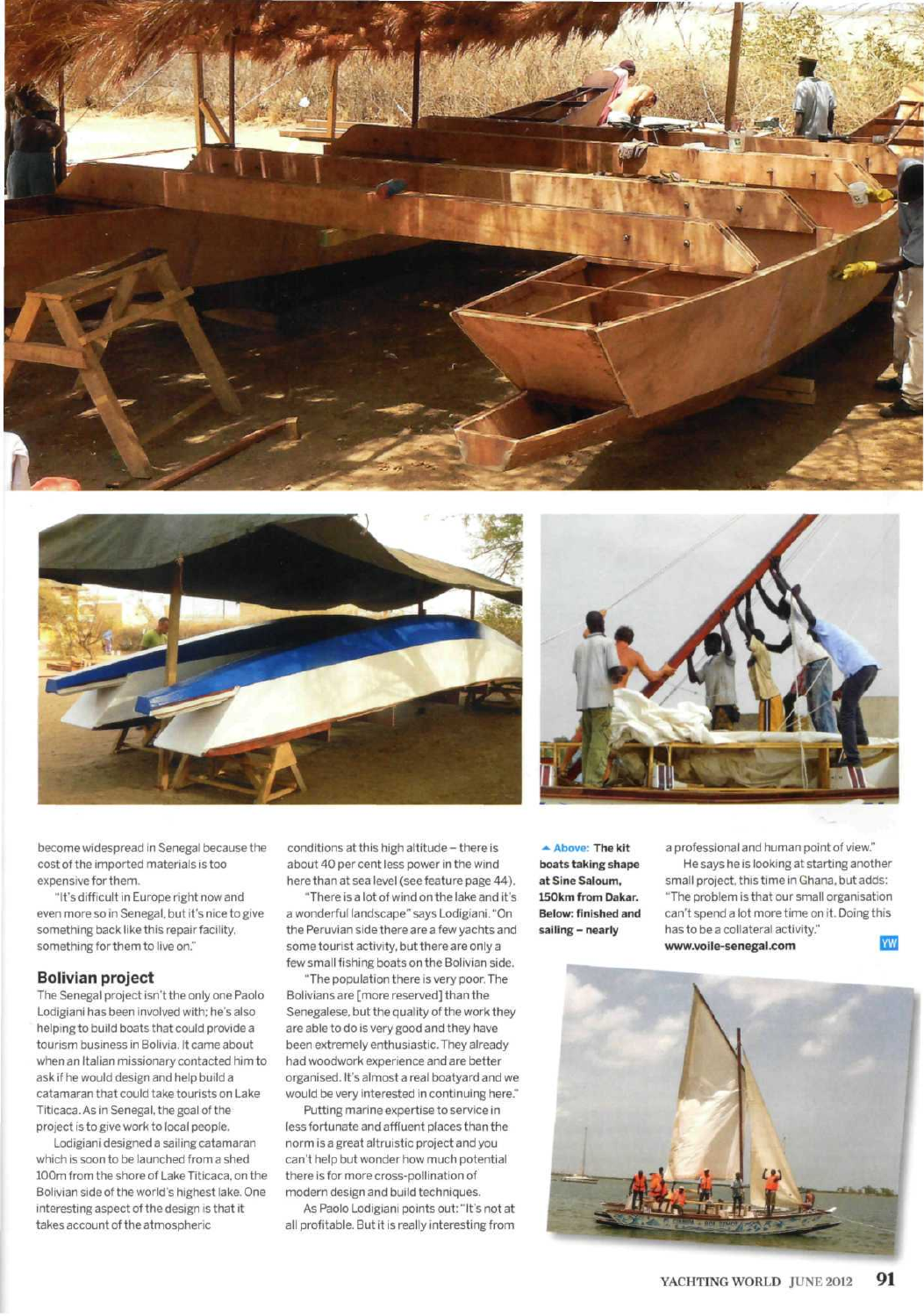become widespread in Senegal because the cost of the imported materials is too expensive for them.

"It's difficult in Europe right now and even more so in Senegal, but it's nice to give something back like this repair facility, something for them to live on."

## Bolivian project

The Senegal project isn't the only one Paolo Lodigiani has been involved with; he's also helping to build boats that could provide a tourism business in Bolivia. It came about when an Italian missionary contacted him to ask if he would design and help build a catamaran that could take tourists on Lake Titicaca. As in Senegal, the goal of the project is to give work to local people.

Lodigiani designed a sailing catamaran which is soon to be launched from a shed 100m from the shore of Lake Titicaca, on the Bolivian side of the world's highest lake. One interesting aspect of the design is that it takes account of the atmospheric conditions at this high altitude – there is about 40 per cent less power in the wind here than at sea level (see feature page 44).

"There is a lot of wind on the lake and it's a wonderful landscape" says Lodigiani. "On the Peruvian side there are a few yachts and some tourist activity, but there are only a few small fishing boats on the Bolivian side.

"The population there is very poor. The Bolivians are [more reserved] than the Senegalese, but the quality of the work they are able to do is very good and they have been extremely enthusiastic. They already had woodwork experience and are better organised. It's almost a real boatyard and we would be very interested in continuing here."

Putting marine expertise to service in less fortunate and affluent places than the norm is a great altruistic project and you can't help but wonder how much potential there is for more cross-pollination of modern design and build techniques.

As Paolo Lodigiani points out: "It's not at all profitable. But it is really interesting from a professional and human point of view."

He says he is looking at starting another small project, this time in Ghana, but adds: "The problem is that our small organisation can't spend a lot more time on it. Doing this has to be a collateral activity."

**www.voile-senegal.com**

**▲ Above: The kit boats taking shape at Sine Saloum, 150km from Dakar. Below: finished and sailing – nearly**